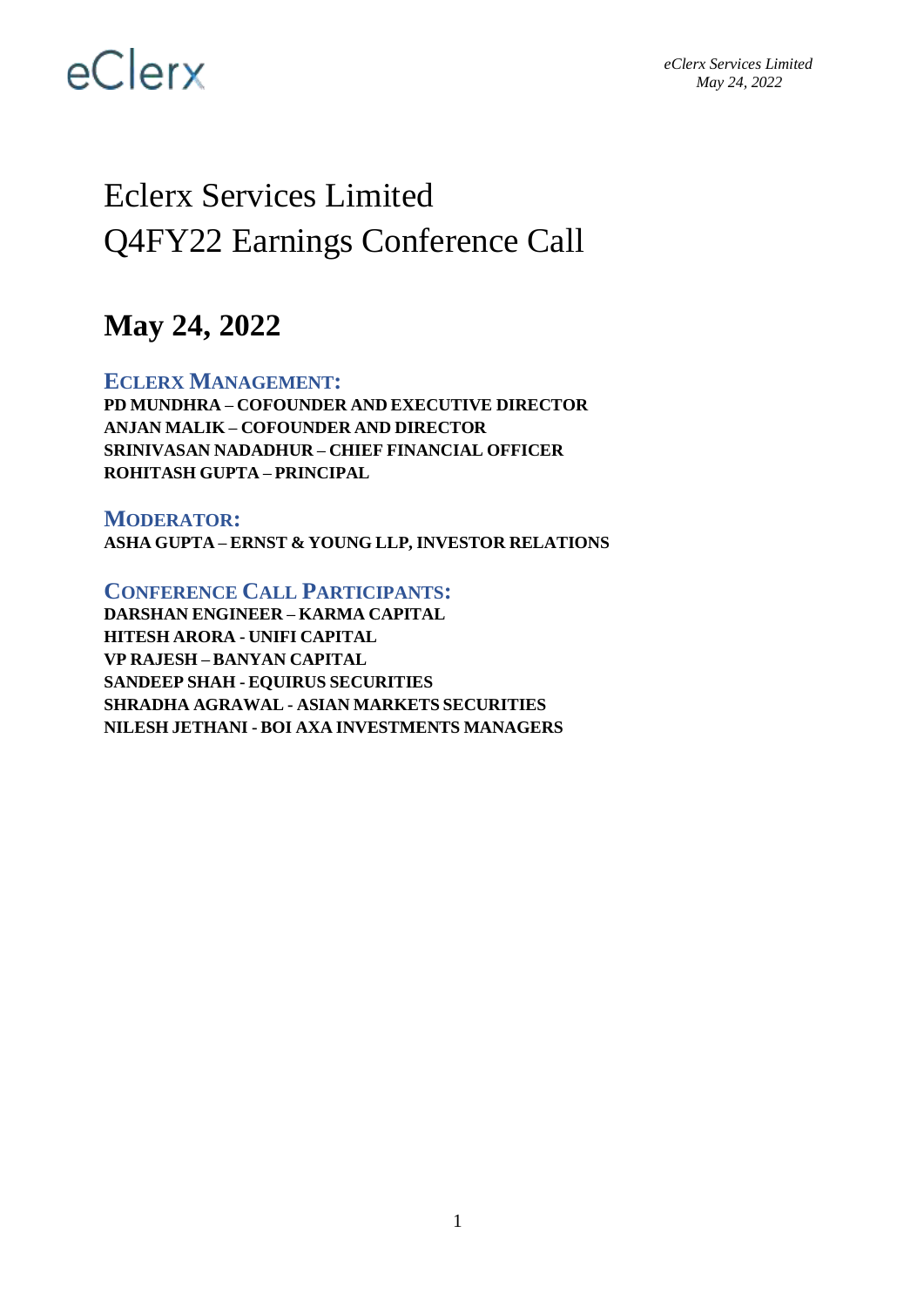# Eclerx Services Limited
# Q4FY22 Earnings Conference Call

## May 24, 2022

### ECLERX MANAGEMENT:

**PD MUNDHRA – COFOUNDER AND EXECUTIVE DIRECTOR**
**ANJAN MALIK – COFOUNDER AND DIRECTOR**
**SRINIVASAN NADADHUR – CHIEF FINANCIAL OFFICER**
**ROHITASH GUPTA – PRINCIPAL**

### MODERATOR:

**ASHA GUPTA – ERNST & YOUNG LLP, INVESTOR RELATIONS**

### CONFERENCE CALL PARTICIPANTS:

**DARSHAN ENGINEER – KARMA CAPITAL**
**HITESH ARORA - UNIFI CAPITAL**
**VP RAJESH – BANYAN CAPITAL**
**SANDEEP SHAH - EQUIRUS SECURITIES**
**SHRADHA AGRAWAL - ASIAN MARKETS SECURITIES**
**NILESH JETHANI - BOI AXA INVESTMENTS MANAGERS**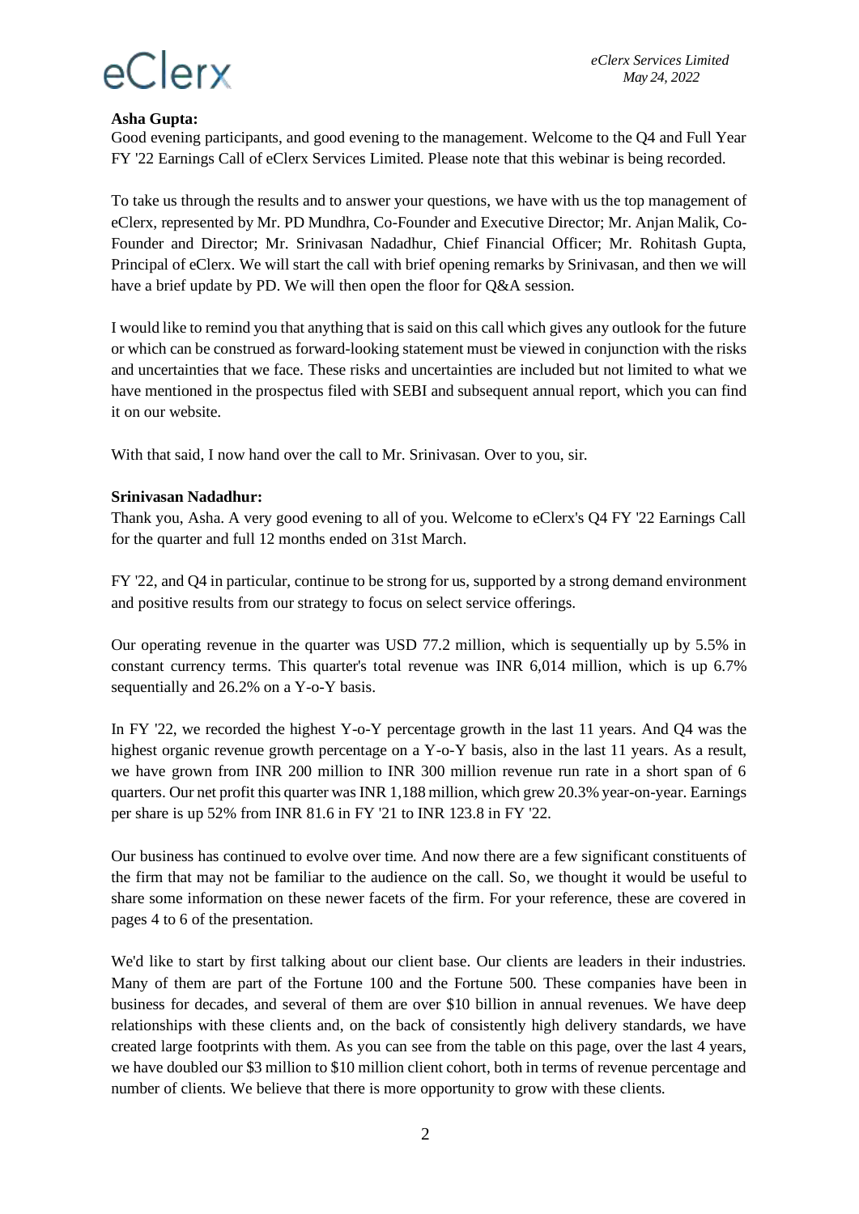**Asha Gupta:**
Good evening participants, and good evening to the management. Welcome to the Q4 and Full Year FY '22 Earnings Call of eClerx Services Limited. Please note that this webinar is being recorded.

To take us through the results and to answer your questions, we have with us the top management of eClerx, represented by Mr. PD Mundhra, Co-Founder and Executive Director; Mr. Anjan Malik, Co-Founder and Director; Mr. Srinivasan Nadadhur, Chief Financial Officer; Mr. Rohitash Gupta, Principal of eClerx. We will start the call with brief opening remarks by Srinivasan, and then we will have a brief update by PD. We will then open the floor for Q&A session.

I would like to remind you that anything that is said on this call which gives any outlook for the future or which can be construed as forward-looking statement must be viewed in conjunction with the risks and uncertainties that we face. These risks and uncertainties are included but not limited to what we have mentioned in the prospectus filed with SEBI and subsequent annual report, which you can find it on our website.

With that said, I now hand over the call to Mr. Srinivasan. Over to you, sir.

**Srinivasan Nadadhur:**
Thank you, Asha. A very good evening to all of you. Welcome to eClerx's Q4 FY '22 Earnings Call for the quarter and full 12 months ended on 31st March.

FY '22, and Q4 in particular, continue to be strong for us, supported by a strong demand environment and positive results from our strategy to focus on select service offerings.

Our operating revenue in the quarter was USD 77.2 million, which is sequentially up by 5.5% in constant currency terms. This quarter's total revenue was INR 6,014 million, which is up 6.7% sequentially and 26.2% on a Y-o-Y basis.

In FY '22, we recorded the highest Y-o-Y percentage growth in the last 11 years. And Q4 was the highest organic revenue growth percentage on a Y-o-Y basis, also in the last 11 years. As a result, we have grown from INR 200 million to INR 300 million revenue run rate in a short span of 6 quarters. Our net profit this quarter was INR 1,188 million, which grew 20.3% year-on-year. Earnings per share is up 52% from INR 81.6 in FY '21 to INR 123.8 in FY '22.

Our business has continued to evolve over time. And now there are a few significant constituents of the firm that may not be familiar to the audience on the call. So, we thought it would be useful to share some information on these newer facets of the firm. For your reference, these are covered in pages 4 to 6 of the presentation.

We'd like to start by first talking about our client base. Our clients are leaders in their industries. Many of them are part of the Fortune 100 and the Fortune 500. These companies have been in business for decades, and several of them are over $10 billion in annual revenues. We have deep relationships with these clients and, on the back of consistently high delivery standards, we have created large footprints with them. As you can see from the table on this page, over the last 4 years, we have doubled our $3 million to $10 million client cohort, both in terms of revenue percentage and number of clients. We believe that there is more opportunity to grow with these clients.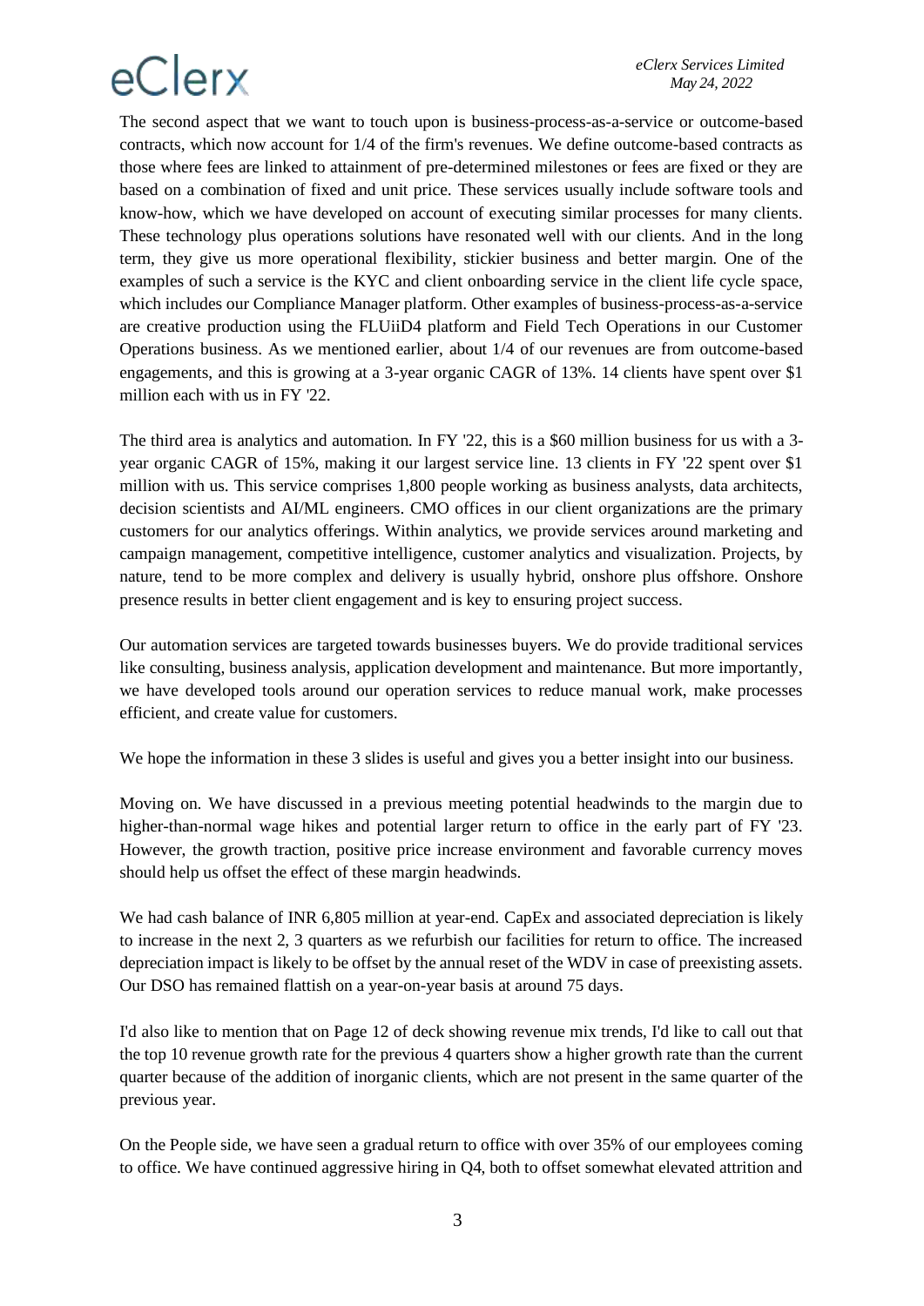The second aspect that we want to touch upon is business-process-as-a-service or outcome-based contracts, which now account for 1/4 of the firm's revenues. We define outcome-based contracts as those where fees are linked to attainment of pre-determined milestones or fees are fixed or they are based on a combination of fixed and unit price. These services usually include software tools and know-how, which we have developed on account of executing similar processes for many clients. These technology plus operations solutions have resonated well with our clients. And in the long term, they give us more operational flexibility, stickier business and better margin. One of the examples of such a service is the KYC and client onboarding service in the client life cycle space, which includes our Compliance Manager platform. Other examples of business-process-as-a-service are creative production using the FLUiiD4 platform and Field Tech Operations in our Customer Operations business. As we mentioned earlier, about 1/4 of our revenues are from outcome-based engagements, and this is growing at a 3-year organic CAGR of 13%. 14 clients have spent over $1 million each with us in FY '22.

The third area is analytics and automation. In FY '22, this is a $60 million business for us with a 3-year organic CAGR of 15%, making it our largest service line. 13 clients in FY '22 spent over $1 million with us. This service comprises 1,800 people working as business analysts, data architects, decision scientists and AI/ML engineers. CMO offices in our client organizations are the primary customers for our analytics offerings. Within analytics, we provide services around marketing and campaign management, competitive intelligence, customer analytics and visualization. Projects, by nature, tend to be more complex and delivery is usually hybrid, onshore plus offshore. Onshore presence results in better client engagement and is key to ensuring project success.

Our automation services are targeted towards businesses buyers. We do provide traditional services like consulting, business analysis, application development and maintenance. But more importantly, we have developed tools around our operation services to reduce manual work, make processes efficient, and create value for customers.

We hope the information in these 3 slides is useful and gives you a better insight into our business.

Moving on. We have discussed in a previous meeting potential headwinds to the margin due to higher-than-normal wage hikes and potential larger return to office in the early part of FY '23. However, the growth traction, positive price increase environment and favorable currency moves should help us offset the effect of these margin headwinds.

We had cash balance of INR 6,805 million at year-end. CapEx and associated depreciation is likely to increase in the next 2, 3 quarters as we refurbish our facilities for return to office. The increased depreciation impact is likely to be offset by the annual reset of the WDV in case of preexisting assets. Our DSO has remained flattish on a year-on-year basis at around 75 days.

I'd also like to mention that on Page 12 of deck showing revenue mix trends, I'd like to call out that the top 10 revenue growth rate for the previous 4 quarters show a higher growth rate than the current quarter because of the addition of inorganic clients, which are not present in the same quarter of the previous year.

On the People side, we have seen a gradual return to office with over 35% of our employees coming to office. We have continued aggressive hiring in Q4, both to offset somewhat elevated attrition and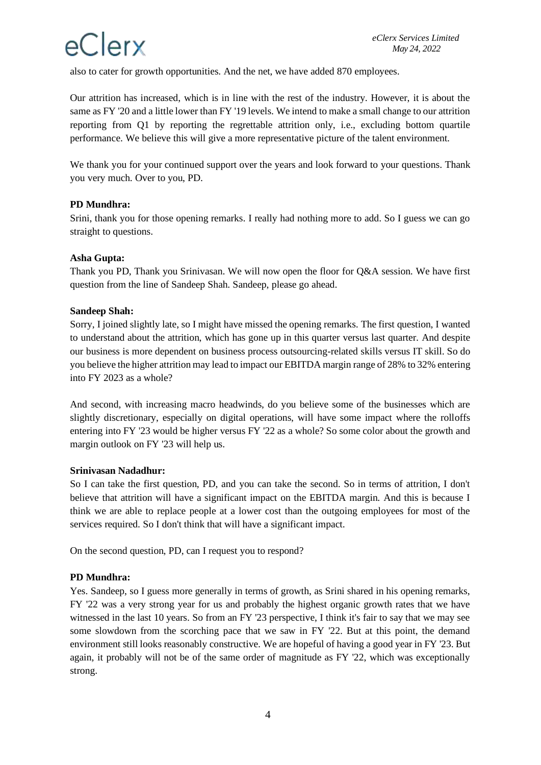also to cater for growth opportunities. And the net, we have added 870 employees.

Our attrition has increased, which is in line with the rest of the industry. However, it is about the same as FY '20 and a little lower than FY '19 levels. We intend to make a small change to our attrition reporting from Q1 by reporting the regrettable attrition only, i.e., excluding bottom quartile performance. We believe this will give a more representative picture of the talent environment.

We thank you for your continued support over the years and look forward to your questions. Thank you very much. Over to you, PD.

**PD Mundhra:**
Srini, thank you for those opening remarks. I really had nothing more to add. So I guess we can go straight to questions.

**Asha Gupta:**
Thank you PD, Thank you Srinivasan. We will now open the floor for Q&A session. We have first question from the line of Sandeep Shah. Sandeep, please go ahead.

**Sandeep Shah:**
Sorry, I joined slightly late, so I might have missed the opening remarks. The first question, I wanted to understand about the attrition, which has gone up in this quarter versus last quarter. And despite our business is more dependent on business process outsourcing-related skills versus IT skill. So do you believe the higher attrition may lead to impact our EBITDA margin range of 28% to 32% entering into FY 2023 as a whole?

And second, with increasing macro headwinds, do you believe some of the businesses which are slightly discretionary, especially on digital operations, will have some impact where the rolloffs entering into FY '23 would be higher versus FY '22 as a whole? So some color about the growth and margin outlook on FY '23 will help us.

**Srinivasan Nadadhur:**
So I can take the first question, PD, and you can take the second. So in terms of attrition, I don't believe that attrition will have a significant impact on the EBITDA margin. And this is because I think we are able to replace people at a lower cost than the outgoing employees for most of the services required. So I don't think that will have a significant impact.

On the second question, PD, can I request you to respond?

**PD Mundhra:**
Yes. Sandeep, so I guess more generally in terms of growth, as Srini shared in his opening remarks, FY '22 was a very strong year for us and probably the highest organic growth rates that we have witnessed in the last 10 years. So from an FY '23 perspective, I think it's fair to say that we may see some slowdown from the scorching pace that we saw in FY '22. But at this point, the demand environment still looks reasonably constructive. We are hopeful of having a good year in FY '23. But again, it probably will not be of the same order of magnitude as FY '22, which was exceptionally strong.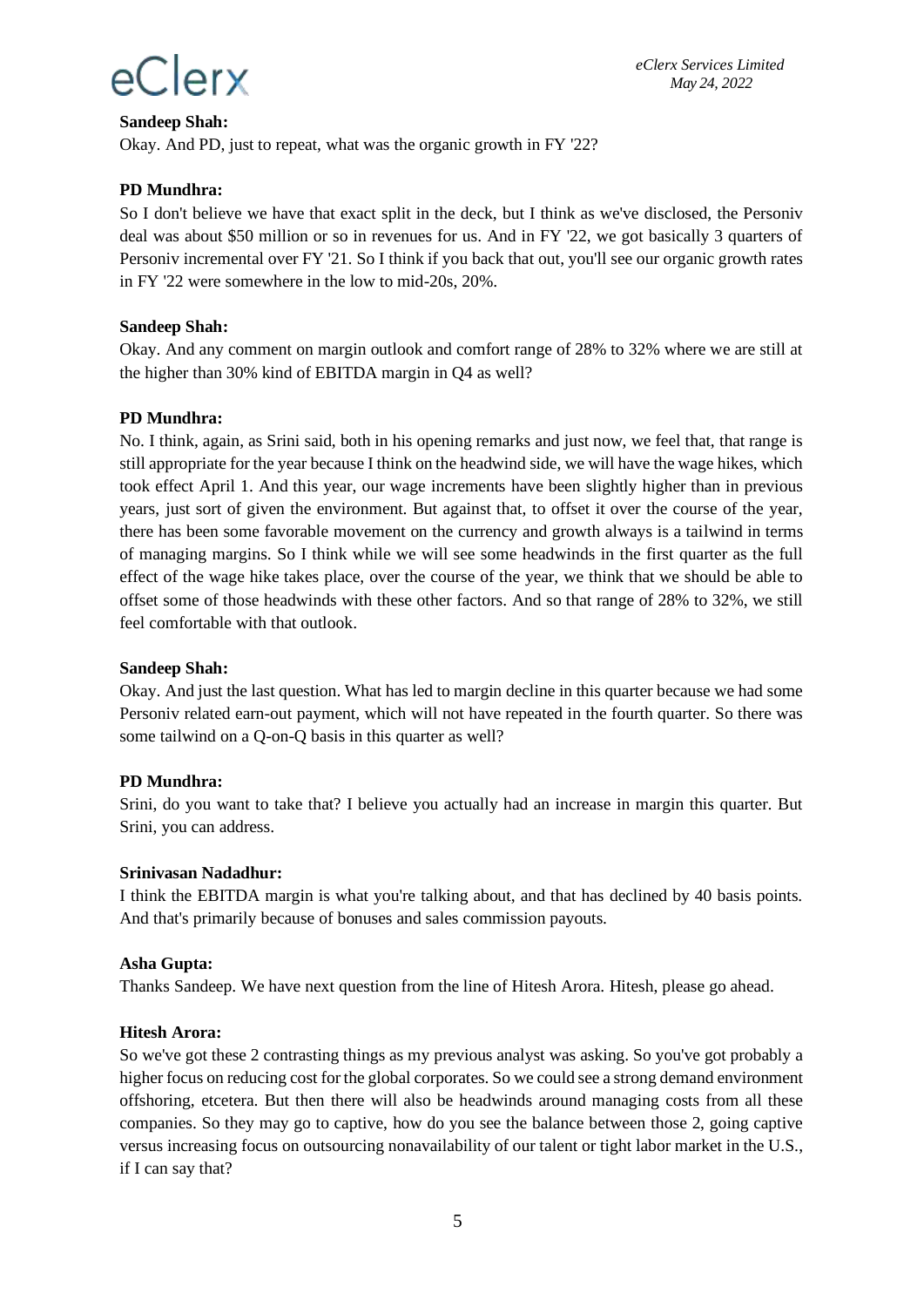**Sandeep Shah:**
Okay. And PD, just to repeat, what was the organic growth in FY '22?

**PD Mundhra:**
So I don't believe we have that exact split in the deck, but I think as we've disclosed, the Personiv deal was about $50 million or so in revenues for us. And in FY '22, we got basically 3 quarters of Personiv incremental over FY '21. So I think if you back that out, you'll see our organic growth rates in FY '22 were somewhere in the low to mid-20s, 20%.

**Sandeep Shah:**
Okay. And any comment on margin outlook and comfort range of 28% to 32% where we are still at the higher than 30% kind of EBITDA margin in Q4 as well?

**PD Mundhra:**
No. I think, again, as Srini said, both in his opening remarks and just now, we feel that, that range is still appropriate for the year because I think on the headwind side, we will have the wage hikes, which took effect April 1. And this year, our wage increments have been slightly higher than in previous years, just sort of given the environment. But against that, to offset it over the course of the year, there has been some favorable movement on the currency and growth always is a tailwind in terms of managing margins. So I think while we will see some headwinds in the first quarter as the full effect of the wage hike takes place, over the course of the year, we think that we should be able to offset some of those headwinds with these other factors. And so that range of 28% to 32%, we still feel comfortable with that outlook.

**Sandeep Shah:**
Okay. And just the last question. What has led to margin decline in this quarter because we had some Personiv related earn-out payment, which will not have repeated in the fourth quarter. So there was some tailwind on a Q-on-Q basis in this quarter as well?

**PD Mundhra:**
Srini, do you want to take that? I believe you actually had an increase in margin this quarter. But Srini, you can address.

**Srinivasan Nadadhur:**
I think the EBITDA margin is what you're talking about, and that has declined by 40 basis points. And that's primarily because of bonuses and sales commission payouts.

**Asha Gupta:**
Thanks Sandeep. We have next question from the line of Hitesh Arora. Hitesh, please go ahead.

**Hitesh Arora:**
So we've got these 2 contrasting things as my previous analyst was asking. So you've got probably a higher focus on reducing cost for the global corporates. So we could see a strong demand environment offshoring, etcetera. But then there will also be headwinds around managing costs from all these companies. So they may go to captive, how do you see the balance between those 2, going captive versus increasing focus on outsourcing nonavailability of our talent or tight labor market in the U.S., if I can say that?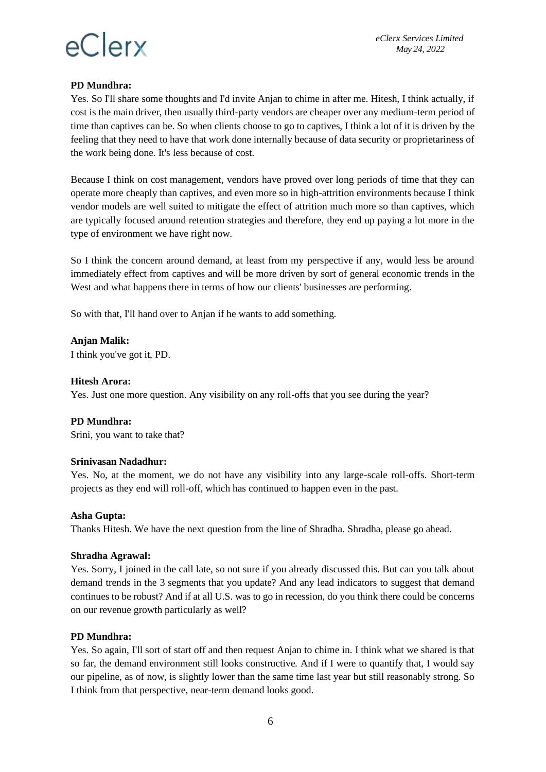**PD Mundhra:**
Yes. So I'll share some thoughts and I'd invite Anjan to chime in after me. Hitesh, I think actually, if cost is the main driver, then usually third-party vendors are cheaper over any medium-term period of time than captives can be. So when clients choose to go to captives, I think a lot of it is driven by the feeling that they need to have that work done internally because of data security or proprietariness of the work being done. It's less because of cost.

Because I think on cost management, vendors have proved over long periods of time that they can operate more cheaply than captives, and even more so in high-attrition environments because I think vendor models are well suited to mitigate the effect of attrition much more so than captives, which are typically focused around retention strategies and therefore, they end up paying a lot more in the type of environment we have right now.

So I think the concern around demand, at least from my perspective if any, would less be around immediately effect from captives and will be more driven by sort of general economic trends in the West and what happens there in terms of how our clients' businesses are performing.

So with that, I'll hand over to Anjan if he wants to add something.

**Anjan Malik:**
I think you've got it, PD.

**Hitesh Arora:**
Yes. Just one more question. Any visibility on any roll-offs that you see during the year?

**PD Mundhra:**
Srini, you want to take that?

**Srinivasan Nadadhur:**
Yes. No, at the moment, we do not have any visibility into any large-scale roll-offs. Short-term projects as they end will roll-off, which has continued to happen even in the past.

**Asha Gupta:**
Thanks Hitesh. We have the next question from the line of Shradha. Shradha, please go ahead.

**Shradha Agrawal:**
Yes. Sorry, I joined in the call late, so not sure if you already discussed this. But can you talk about demand trends in the 3 segments that you update? And any lead indicators to suggest that demand continues to be robust? And if at all U.S. was to go in recession, do you think there could be concerns on our revenue growth particularly as well?

**PD Mundhra:**
Yes. So again, I'll sort of start off and then request Anjan to chime in. I think what we shared is that so far, the demand environment still looks constructive. And if I were to quantify that, I would say our pipeline, as of now, is slightly lower than the same time last year but still reasonably strong. So I think from that perspective, near-term demand looks good.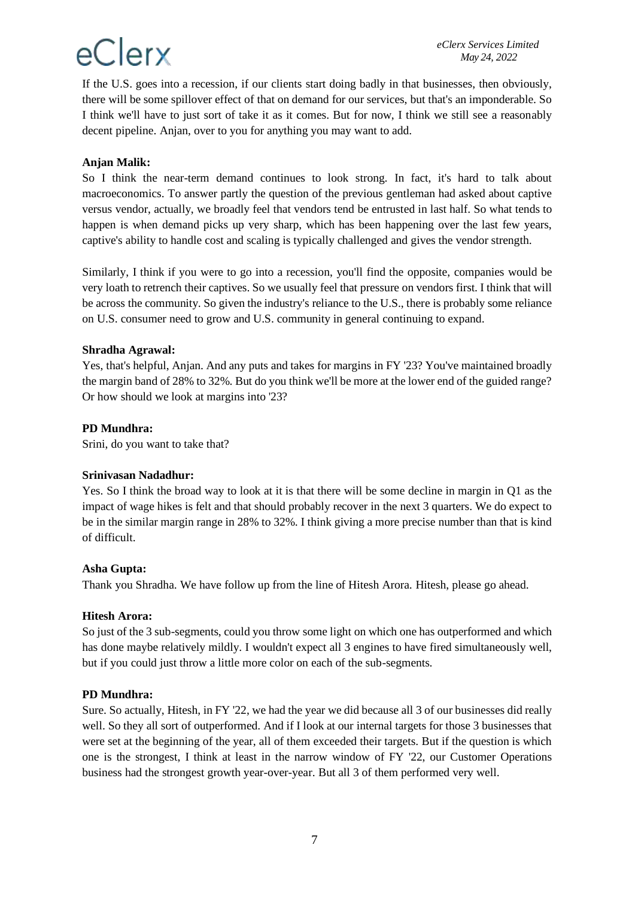If the U.S. goes into a recession, if our clients start doing badly in that businesses, then obviously, there will be some spillover effect of that on demand for our services, but that's an imponderable. So I think we'll have to just sort of take it as it comes. But for now, I think we still see a reasonably decent pipeline. Anjan, over to you for anything you may want to add.

**Anjan Malik:**
So I think the near-term demand continues to look strong. In fact, it's hard to talk about macroeconomics. To answer partly the question of the previous gentleman had asked about captive versus vendor, actually, we broadly feel that vendors tend be entrusted in last half. So what tends to happen is when demand picks up very sharp, which has been happening over the last few years, captive's ability to handle cost and scaling is typically challenged and gives the vendor strength.

Similarly, I think if you were to go into a recession, you'll find the opposite, companies would be very loath to retrench their captives. So we usually feel that pressure on vendors first. I think that will be across the community. So given the industry's reliance to the U.S., there is probably some reliance on U.S. consumer need to grow and U.S. community in general continuing to expand.

**Shradha Agrawal:**
Yes, that's helpful, Anjan. And any puts and takes for margins in FY '23? You've maintained broadly the margin band of 28% to 32%. But do you think we'll be more at the lower end of the guided range? Or how should we look at margins into '23?

**PD Mundhra:**
Srini, do you want to take that?

**Srinivasan Nadadhur:**
Yes. So I think the broad way to look at it is that there will be some decline in margin in Q1 as the impact of wage hikes is felt and that should probably recover in the next 3 quarters. We do expect to be in the similar margin range in 28% to 32%. I think giving a more precise number than that is kind of difficult.

**Asha Gupta:**
Thank you Shradha. We have follow up from the line of Hitesh Arora. Hitesh, please go ahead.

**Hitesh Arora:**
So just of the 3 sub-segments, could you throw some light on which one has outperformed and which has done maybe relatively mildly. I wouldn't expect all 3 engines to have fired simultaneously well, but if you could just throw a little more color on each of the sub-segments.

**PD Mundhra:**
Sure. So actually, Hitesh, in FY '22, we had the year we did because all 3 of our businesses did really well. So they all sort of outperformed. And if I look at our internal targets for those 3 businesses that were set at the beginning of the year, all of them exceeded their targets. But if the question is which one is the strongest, I think at least in the narrow window of FY '22, our Customer Operations business had the strongest growth year-over-year. But all 3 of them performed very well.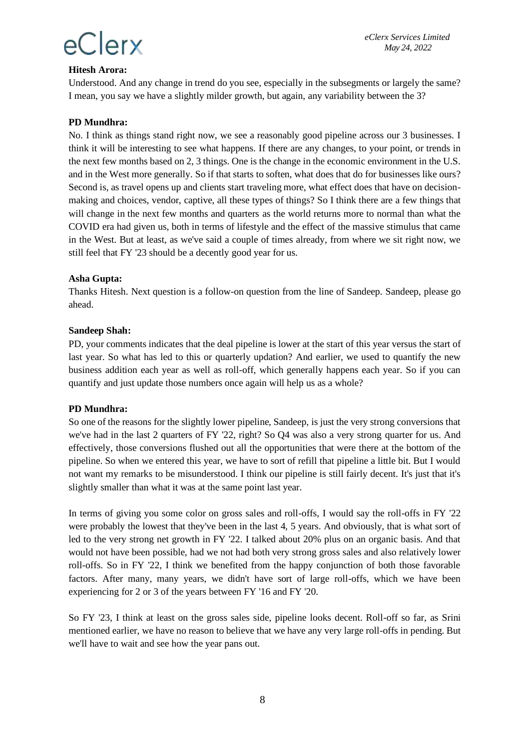**Hitesh Arora:**

Understood. And any change in trend do you see, especially in the subsegments or largely the same? I mean, you say we have a slightly milder growth, but again, any variability between the 3?

**PD Mundhra:**

No. I think as things stand right now, we see a reasonably good pipeline across our 3 businesses. I think it will be interesting to see what happens. If there are any changes, to your point, or trends in the next few months based on 2, 3 things. One is the change in the economic environment in the U.S. and in the West more generally. So if that starts to soften, what does that do for businesses like ours? Second is, as travel opens up and clients start traveling more, what effect does that have on decision-making and choices, vendor, captive, all these types of things? So I think there are a few things that will change in the next few months and quarters as the world returns more to normal than what the COVID era had given us, both in terms of lifestyle and the effect of the massive stimulus that came in the West. But at least, as we've said a couple of times already, from where we sit right now, we still feel that FY '23 should be a decently good year for us.

**Asha Gupta:**

Thanks Hitesh. Next question is a follow-on question from the line of Sandeep. Sandeep, please go ahead.

**Sandeep Shah:**

PD, your comments indicates that the deal pipeline is lower at the start of this year versus the start of last year. So what has led to this or quarterly updation? And earlier, we used to quantify the new business addition each year as well as roll-off, which generally happens each year. So if you can quantify and just update those numbers once again will help us as a whole?

**PD Mundhra:**

So one of the reasons for the slightly lower pipeline, Sandeep, is just the very strong conversions that we've had in the last 2 quarters of FY '22, right? So Q4 was also a very strong quarter for us. And effectively, those conversions flushed out all the opportunities that were there at the bottom of the pipeline. So when we entered this year, we have to sort of refill that pipeline a little bit. But I would not want my remarks to be misunderstood. I think our pipeline is still fairly decent. It's just that it's slightly smaller than what it was at the same point last year.

In terms of giving you some color on gross sales and roll-offs, I would say the roll-offs in FY '22 were probably the lowest that they've been in the last 4, 5 years. And obviously, that is what sort of led to the very strong net growth in FY '22. I talked about 20% plus on an organic basis. And that would not have been possible, had we not had both very strong gross sales and also relatively lower roll-offs. So in FY '22, I think we benefited from the happy conjunction of both those favorable factors. After many, many years, we didn't have sort of large roll-offs, which we have been experiencing for 2 or 3 of the years between FY '16 and FY '20.

So FY '23, I think at least on the gross sales side, pipeline looks decent. Roll-off so far, as Srini mentioned earlier, we have no reason to believe that we have any very large roll-offs in pending. But we'll have to wait and see how the year pans out.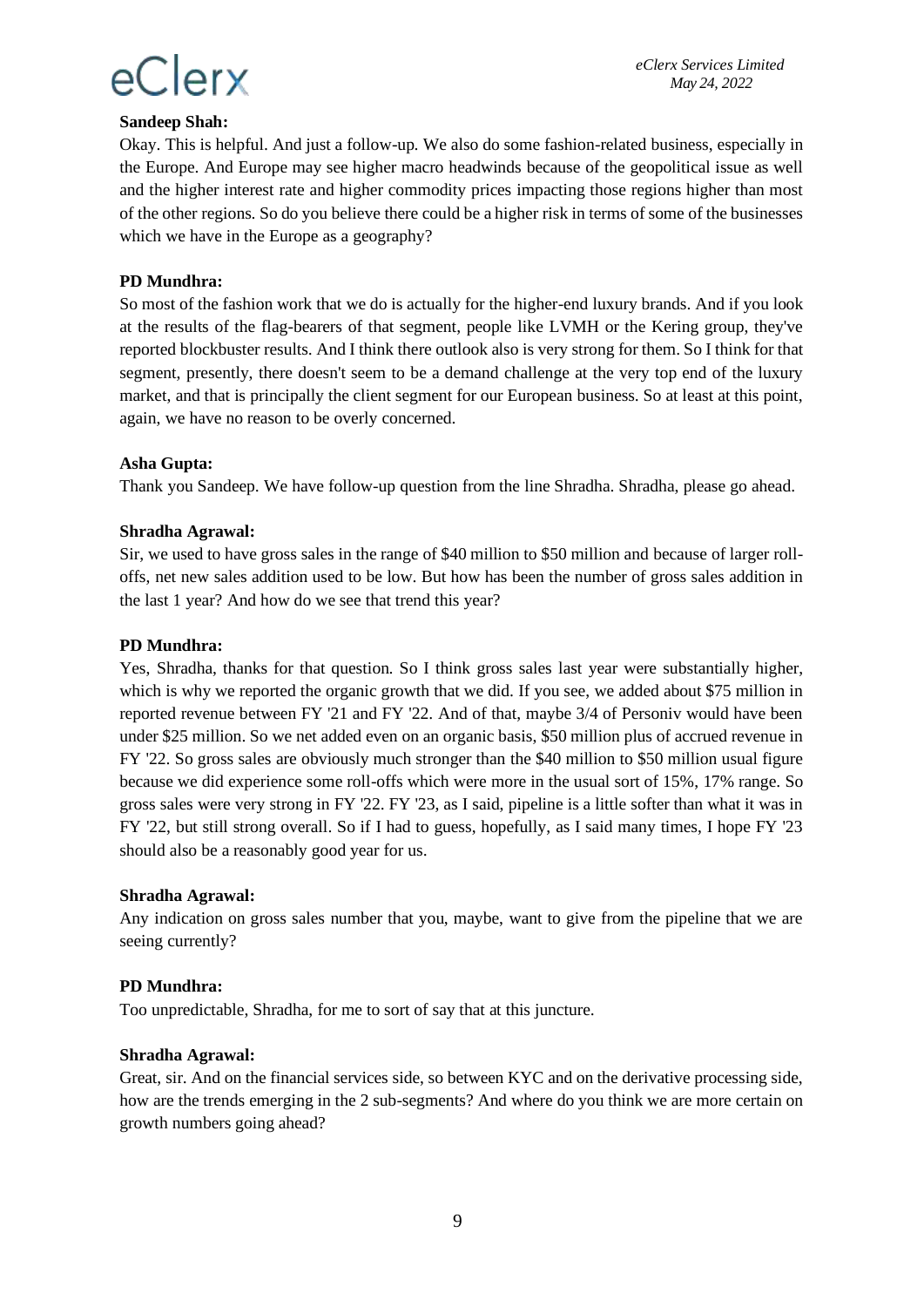**Sandeep Shah:**

Okay. This is helpful. And just a follow-up. We also do some fashion-related business, especially in the Europe. And Europe may see higher macro headwinds because of the geopolitical issue as well and the higher interest rate and higher commodity prices impacting those regions higher than most of the other regions. So do you believe there could be a higher risk in terms of some of the businesses which we have in the Europe as a geography?

**PD Mundhra:**

So most of the fashion work that we do is actually for the higher-end luxury brands. And if you look at the results of the flag-bearers of that segment, people like LVMH or the Kering group, they've reported blockbuster results. And I think there outlook also is very strong for them. So I think for that segment, presently, there doesn't seem to be a demand challenge at the very top end of the luxury market, and that is principally the client segment for our European business. So at least at this point, again, we have no reason to be overly concerned.

**Asha Gupta:**

Thank you Sandeep. We have follow-up question from the line Shradha. Shradha, please go ahead.

**Shradha Agrawal:**

Sir, we used to have gross sales in the range of $40 million to $50 million and because of larger roll-offs, net new sales addition used to be low. But how has been the number of gross sales addition in the last 1 year? And how do we see that trend this year?

**PD Mundhra:**

Yes, Shradha, thanks for that question. So I think gross sales last year were substantially higher, which is why we reported the organic growth that we did. If you see, we added about $75 million in reported revenue between FY '21 and FY '22. And of that, maybe 3/4 of Personiv would have been under $25 million. So we net added even on an organic basis, $50 million plus of accrued revenue in FY '22. So gross sales are obviously much stronger than the $40 million to $50 million usual figure because we did experience some roll-offs which were more in the usual sort of 15%, 17% range. So gross sales were very strong in FY '22. FY '23, as I said, pipeline is a little softer than what it was in FY '22, but still strong overall. So if I had to guess, hopefully, as I said many times, I hope FY '23 should also be a reasonably good year for us.

**Shradha Agrawal:**

Any indication on gross sales number that you, maybe, want to give from the pipeline that we are seeing currently?

**PD Mundhra:**

Too unpredictable, Shradha, for me to sort of say that at this juncture.

**Shradha Agrawal:**

Great, sir. And on the financial services side, so between KYC and on the derivative processing side, how are the trends emerging in the 2 sub-segments? And where do you think we are more certain on growth numbers going ahead?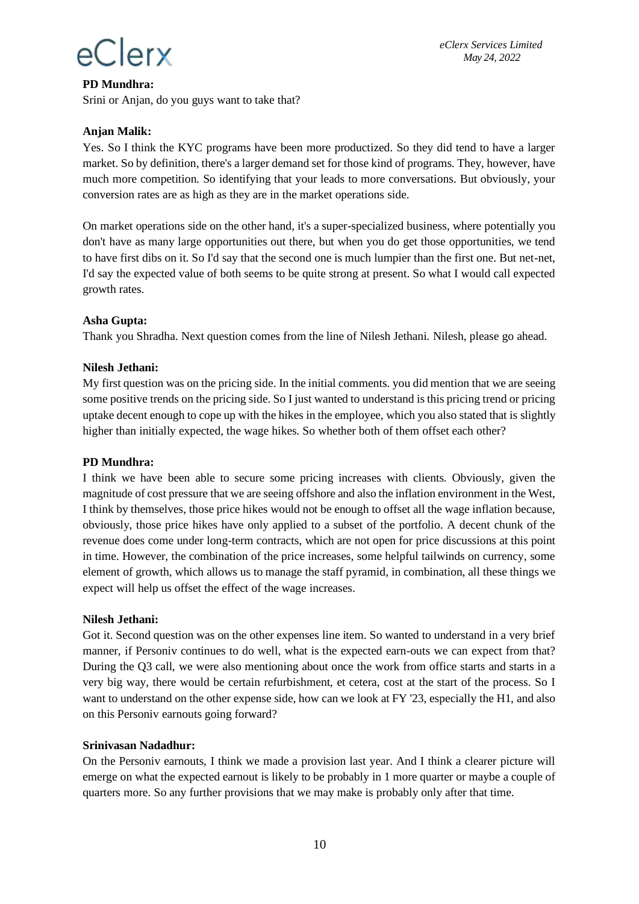**PD Mundhra:**
Srini or Anjan, do you guys want to take that?

**Anjan Malik:**
Yes. So I think the KYC programs have been more productized. So they did tend to have a larger market. So by definition, there's a larger demand set for those kind of programs. They, however, have much more competition. So identifying that your leads to more conversations. But obviously, your conversion rates are as high as they are in the market operations side.

On market operations side on the other hand, it's a super-specialized business, where potentially you don't have as many large opportunities out there, but when you do get those opportunities, we tend to have first dibs on it. So I'd say that the second one is much lumpier than the first one. But net-net, I'd say the expected value of both seems to be quite strong at present. So what I would call expected growth rates.

**Asha Gupta:**
Thank you Shradha. Next question comes from the line of Nilesh Jethani. Nilesh, please go ahead.

**Nilesh Jethani:**
My first question was on the pricing side. In the initial comments. you did mention that we are seeing some positive trends on the pricing side. So I just wanted to understand is this pricing trend or pricing uptake decent enough to cope up with the hikes in the employee, which you also stated that is slightly higher than initially expected, the wage hikes. So whether both of them offset each other?

**PD Mundhra:**
I think we have been able to secure some pricing increases with clients. Obviously, given the magnitude of cost pressure that we are seeing offshore and also the inflation environment in the West, I think by themselves, those price hikes would not be enough to offset all the wage inflation because, obviously, those price hikes have only applied to a subset of the portfolio. A decent chunk of the revenue does come under long-term contracts, which are not open for price discussions at this point in time. However, the combination of the price increases, some helpful tailwinds on currency, some element of growth, which allows us to manage the staff pyramid, in combination, all these things we expect will help us offset the effect of the wage increases.

**Nilesh Jethani:**
Got it. Second question was on the other expenses line item. So wanted to understand in a very brief manner, if Personiv continues to do well, what is the expected earn-outs we can expect from that? During the Q3 call, we were also mentioning about once the work from office starts and starts in a very big way, there would be certain refurbishment, et cetera, cost at the start of the process. So I want to understand on the other expense side, how can we look at FY '23, especially the H1, and also on this Personiv earnouts going forward?

**Srinivasan Nadadhur:**
On the Personiv earnouts, I think we made a provision last year. And I think a clearer picture will emerge on what the expected earnout is likely to be probably in 1 more quarter or maybe a couple of quarters more. So any further provisions that we may make is probably only after that time.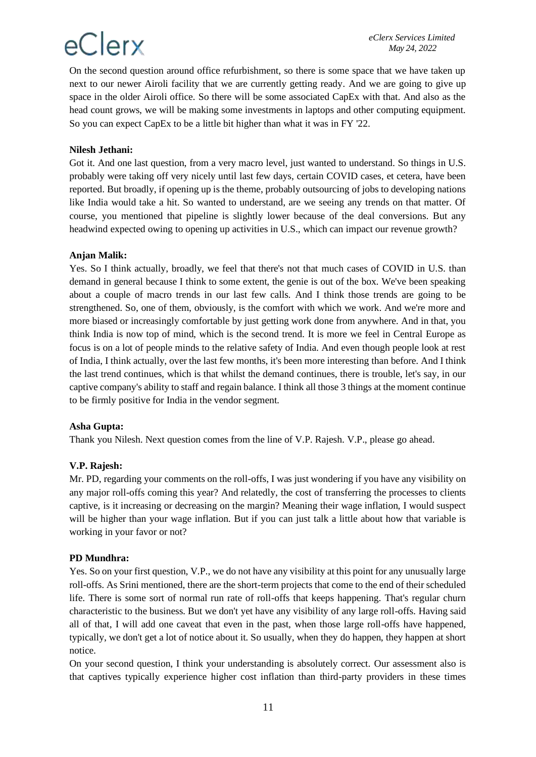On the second question around office refurbishment, so there is some space that we have taken up next to our newer Airoli facility that we are currently getting ready. And we are going to give up space in the older Airoli office. So there will be some associated CapEx with that. And also as the head count grows, we will be making some investments in laptops and other computing equipment. So you can expect CapEx to be a little bit higher than what it was in FY '22.

**Nilesh Jethani:**
Got it. And one last question, from a very macro level, just wanted to understand. So things in U.S. probably were taking off very nicely until last few days, certain COVID cases, et cetera, have been reported. But broadly, if opening up is the theme, probably outsourcing of jobs to developing nations like India would take a hit. So wanted to understand, are we seeing any trends on that matter. Of course, you mentioned that pipeline is slightly lower because of the deal conversions. But any headwind expected owing to opening up activities in U.S., which can impact our revenue growth?

**Anjan Malik:**
Yes. So I think actually, broadly, we feel that there's not that much cases of COVID in U.S. than demand in general because I think to some extent, the genie is out of the box. We've been speaking about a couple of macro trends in our last few calls. And I think those trends are going to be strengthened. So, one of them, obviously, is the comfort with which we work. And we're more and more biased or increasingly comfortable by just getting work done from anywhere. And in that, you think India is now top of mind, which is the second trend. It is more we feel in Central Europe as focus is on a lot of people minds to the relative safety of India. And even though people look at rest of India, I think actually, over the last few months, it's been more interesting than before. And I think the last trend continues, which is that whilst the demand continues, there is trouble, let's say, in our captive company's ability to staff and regain balance. I think all those 3 things at the moment continue to be firmly positive for India in the vendor segment.

**Asha Gupta:**
Thank you Nilesh. Next question comes from the line of V.P. Rajesh. V.P., please go ahead.

**V.P. Rajesh:**
Mr. PD, regarding your comments on the roll-offs, I was just wondering if you have any visibility on any major roll-offs coming this year? And relatedly, the cost of transferring the processes to clients captive, is it increasing or decreasing on the margin? Meaning their wage inflation, I would suspect will be higher than your wage inflation. But if you can just talk a little about how that variable is working in your favor or not?

**PD Mundhra:**
Yes. So on your first question, V.P., we do not have any visibility at this point for any unusually large roll-offs. As Srini mentioned, there are the short-term projects that come to the end of their scheduled life. There is some sort of normal run rate of roll-offs that keeps happening. That's regular churn characteristic to the business. But we don't yet have any visibility of any large roll-offs. Having said all of that, I will add one caveat that even in the past, when those large roll-offs have happened, typically, we don't get a lot of notice about it. So usually, when they do happen, they happen at short notice.
On your second question, I think your understanding is absolutely correct. Our assessment also is that captives typically experience higher cost inflation than third-party providers in these times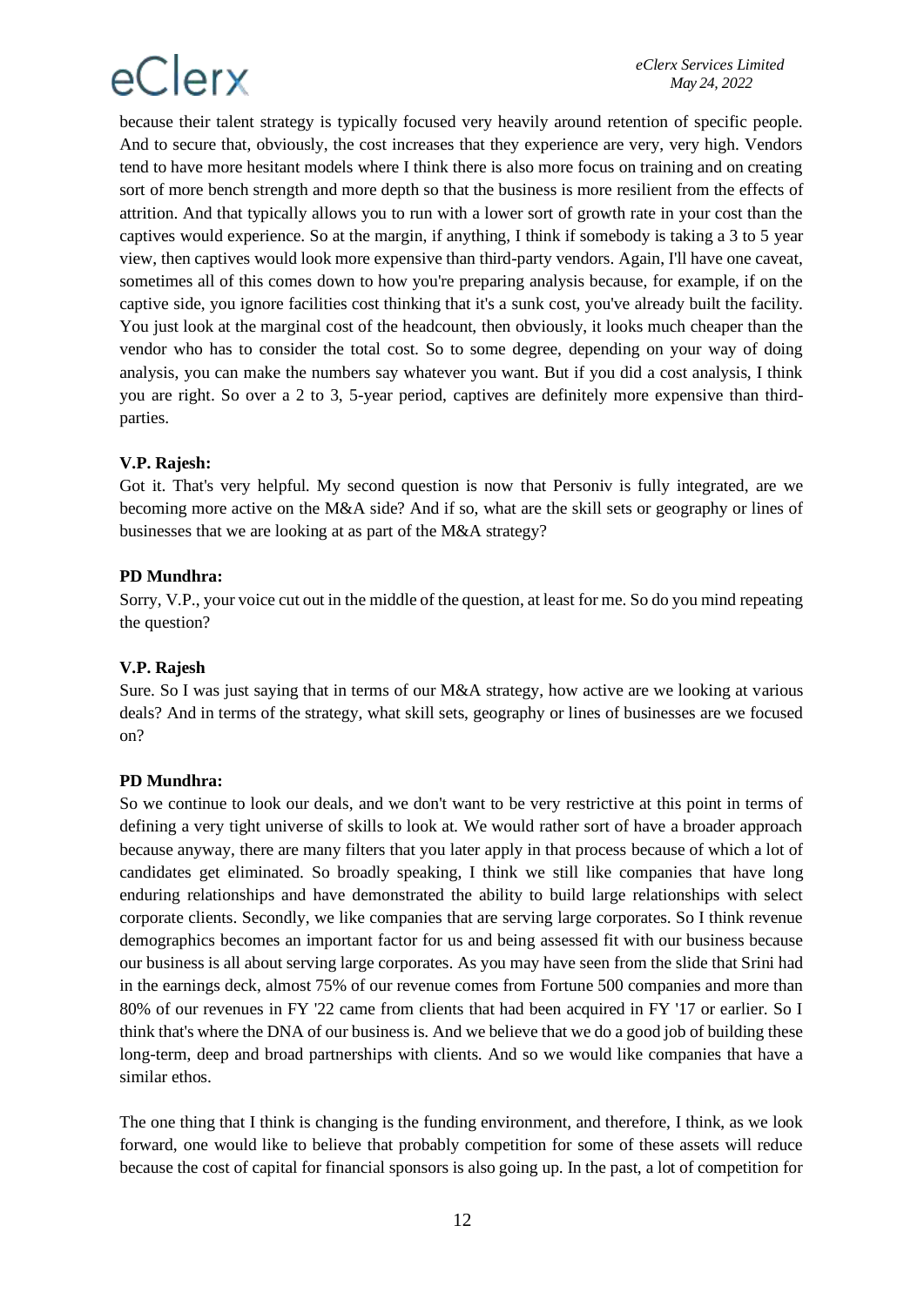because their talent strategy is typically focused very heavily around retention of specific people. And to secure that, obviously, the cost increases that they experience are very, very high. Vendors tend to have more hesitant models where I think there is also more focus on training and on creating sort of more bench strength and more depth so that the business is more resilient from the effects of attrition. And that typically allows you to run with a lower sort of growth rate in your cost than the captives would experience. So at the margin, if anything, I think if somebody is taking a 3 to 5 year view, then captives would look more expensive than third-party vendors. Again, I'll have one caveat, sometimes all of this comes down to how you're preparing analysis because, for example, if on the captive side, you ignore facilities cost thinking that it's a sunk cost, you've already built the facility. You just look at the marginal cost of the headcount, then obviously, it looks much cheaper than the vendor who has to consider the total cost. So to some degree, depending on your way of doing analysis, you can make the numbers say whatever you want. But if you did a cost analysis, I think you are right. So over a 2 to 3, 5-year period, captives are definitely more expensive than third-parties.

**V.P. Rajesh:**
Got it. That's very helpful. My second question is now that Personiv is fully integrated, are we becoming more active on the M&A side? And if so, what are the skill sets or geography or lines of businesses that we are looking at as part of the M&A strategy?

**PD Mundhra:**
Sorry, V.P., your voice cut out in the middle of the question, at least for me. So do you mind repeating the question?

**V.P. Rajesh**
Sure. So I was just saying that in terms of our M&A strategy, how active are we looking at various deals? And in terms of the strategy, what skill sets, geography or lines of businesses are we focused on?

**PD Mundhra:**
So we continue to look our deals, and we don't want to be very restrictive at this point in terms of defining a very tight universe of skills to look at. We would rather sort of have a broader approach because anyway, there are many filters that you later apply in that process because of which a lot of candidates get eliminated. So broadly speaking, I think we still like companies that have long enduring relationships and have demonstrated the ability to build large relationships with select corporate clients. Secondly, we like companies that are serving large corporates. So I think revenue demographics becomes an important factor for us and being assessed fit with our business because our business is all about serving large corporates. As you may have seen from the slide that Srini had in the earnings deck, almost 75% of our revenue comes from Fortune 500 companies and more than 80% of our revenues in FY '22 came from clients that had been acquired in FY '17 or earlier. So I think that's where the DNA of our business is. And we believe that we do a good job of building these long-term, deep and broad partnerships with clients. And so we would like companies that have a similar ethos.

The one thing that I think is changing is the funding environment, and therefore, I think, as we look forward, one would like to believe that probably competition for some of these assets will reduce because the cost of capital for financial sponsors is also going up. In the past, a lot of competition for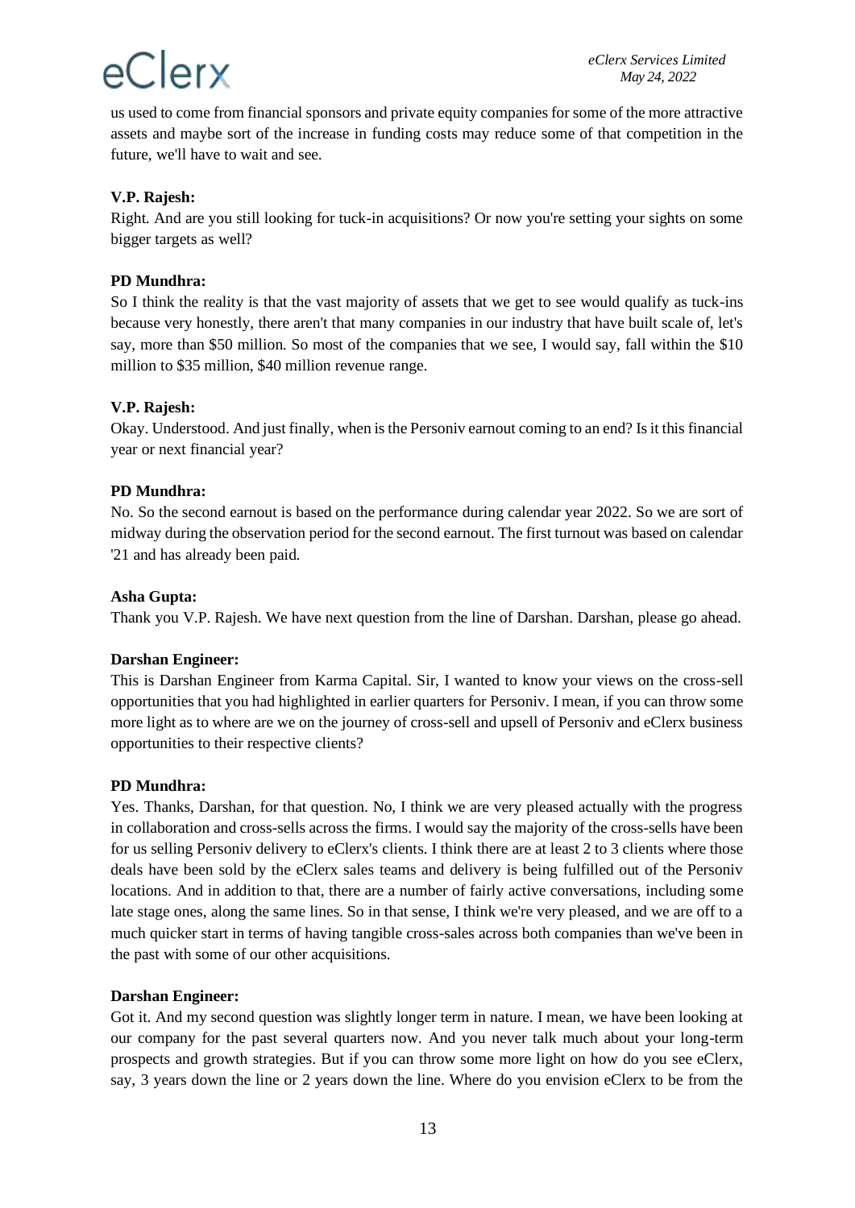us used to come from financial sponsors and private equity companies for some of the more attractive assets and maybe sort of the increase in funding costs may reduce some of that competition in the future, we'll have to wait and see.

**V.P. Rajesh:**
Right. And are you still looking for tuck-in acquisitions? Or now you're setting your sights on some bigger targets as well?

**PD Mundhra:**
So I think the reality is that the vast majority of assets that we get to see would qualify as tuck-ins because very honestly, there aren't that many companies in our industry that have built scale of, let's say, more than $50 million. So most of the companies that we see, I would say, fall within the $10 million to $35 million, $40 million revenue range.

**V.P. Rajesh:**
Okay. Understood. And just finally, when is the Personiv earnout coming to an end? Is it this financial year or next financial year?

**PD Mundhra:**
No. So the second earnout is based on the performance during calendar year 2022. So we are sort of midway during the observation period for the second earnout. The first turnout was based on calendar '21 and has already been paid.

**Asha Gupta:**
Thank you V.P. Rajesh. We have next question from the line of Darshan. Darshan, please go ahead.

**Darshan Engineer:**
This is Darshan Engineer from Karma Capital. Sir, I wanted to know your views on the cross-sell opportunities that you had highlighted in earlier quarters for Personiv. I mean, if you can throw some more light as to where are we on the journey of cross-sell and upsell of Personiv and eClerx business opportunities to their respective clients?

**PD Mundhra:**
Yes. Thanks, Darshan, for that question. No, I think we are very pleased actually with the progress in collaboration and cross-sells across the firms. I would say the majority of the cross-sells have been for us selling Personiv delivery to eClerx's clients. I think there are at least 2 to 3 clients where those deals have been sold by the eClerx sales teams and delivery is being fulfilled out of the Personiv locations. And in addition to that, there are a number of fairly active conversations, including some late stage ones, along the same lines. So in that sense, I think we're very pleased, and we are off to a much quicker start in terms of having tangible cross-sales across both companies than we've been in the past with some of our other acquisitions.

**Darshan Engineer:**
Got it. And my second question was slightly longer term in nature. I mean, we have been looking at our company for the past several quarters now. And you never talk much about your long-term prospects and growth strategies. But if you can throw some more light on how do you see eClerx, say, 3 years down the line or 2 years down the line. Where do you envision eClerx to be from the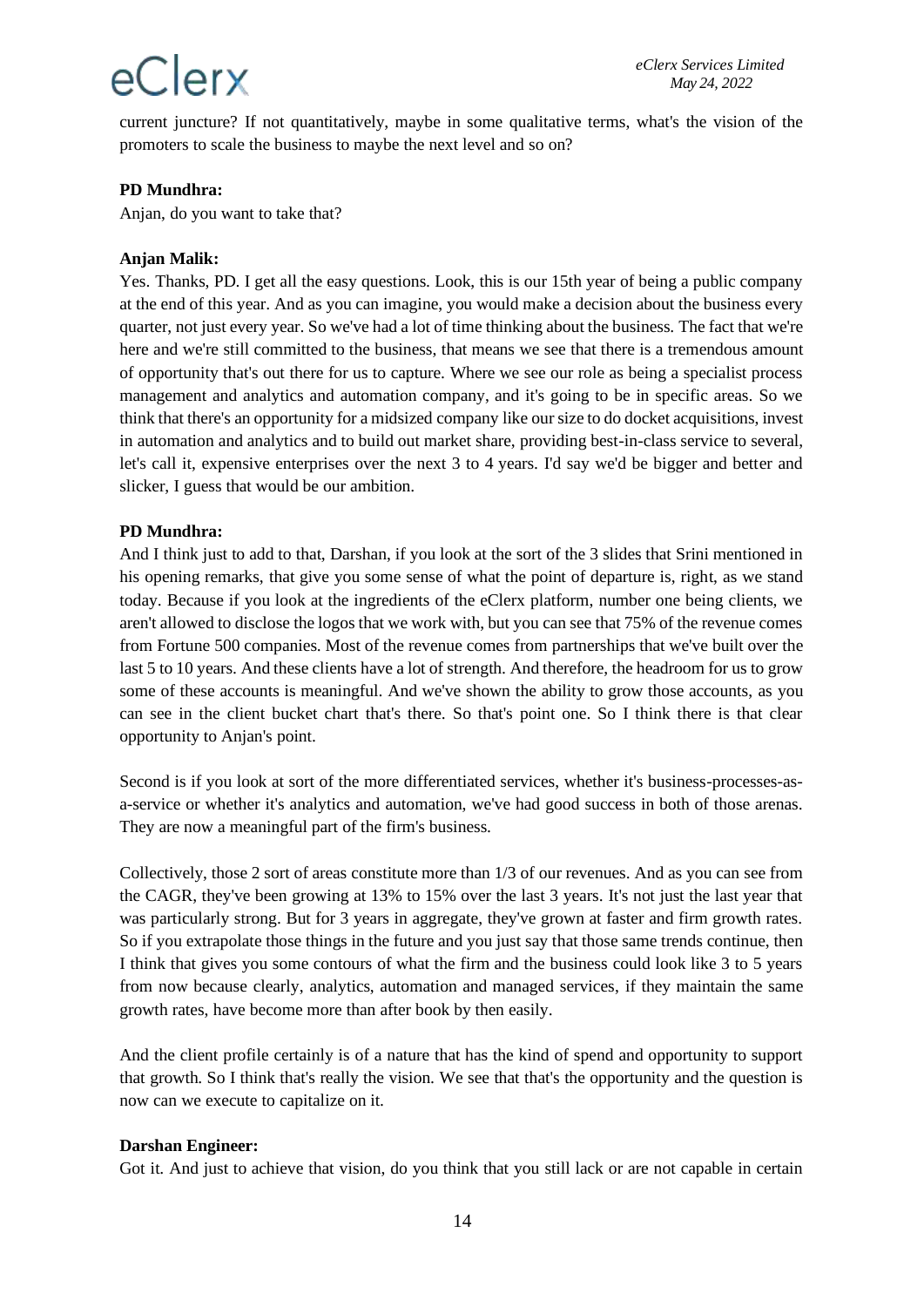current juncture? If not quantitatively, maybe in some qualitative terms, what's the vision of the promoters to scale the business to maybe the next level and so on?

**PD Mundhra:**
Anjan, do you want to take that?

**Anjan Malik:**
Yes. Thanks, PD. I get all the easy questions. Look, this is our 15th year of being a public company at the end of this year. And as you can imagine, you would make a decision about the business every quarter, not just every year. So we've had a lot of time thinking about the business. The fact that we're here and we're still committed to the business, that means we see that there is a tremendous amount of opportunity that's out there for us to capture. Where we see our role as being a specialist process management and analytics and automation company, and it's going to be in specific areas. So we think that there's an opportunity for a midsized company like our size to do docket acquisitions, invest in automation and analytics and to build out market share, providing best-in-class service to several, let's call it, expensive enterprises over the next 3 to 4 years. I'd say we'd be bigger and better and slicker, I guess that would be our ambition.

**PD Mundhra:**
And I think just to add to that, Darshan, if you look at the sort of the 3 slides that Srini mentioned in his opening remarks, that give you some sense of what the point of departure is, right, as we stand today. Because if you look at the ingredients of the eClerx platform, number one being clients, we aren't allowed to disclose the logos that we work with, but you can see that 75% of the revenue comes from Fortune 500 companies. Most of the revenue comes from partnerships that we've built over the last 5 to 10 years. And these clients have a lot of strength. And therefore, the headroom for us to grow some of these accounts is meaningful. And we've shown the ability to grow those accounts, as you can see in the client bucket chart that's there. So that's point one. So I think there is that clear opportunity to Anjan's point.

Second is if you look at sort of the more differentiated services, whether it's business-processes-as-a-service or whether it's analytics and automation, we've had good success in both of those arenas. They are now a meaningful part of the firm's business.

Collectively, those 2 sort of areas constitute more than 1/3 of our revenues. And as you can see from the CAGR, they've been growing at 13% to 15% over the last 3 years. It's not just the last year that was particularly strong. But for 3 years in aggregate, they've grown at faster and firm growth rates. So if you extrapolate those things in the future and you just say that those same trends continue, then I think that gives you some contours of what the firm and the business could look like 3 to 5 years from now because clearly, analytics, automation and managed services, if they maintain the same growth rates, have become more than after book by then easily.

And the client profile certainly is of a nature that has the kind of spend and opportunity to support that growth. So I think that's really the vision. We see that that's the opportunity and the question is now can we execute to capitalize on it.

**Darshan Engineer:**
Got it. And just to achieve that vision, do you think that you still lack or are not capable in certain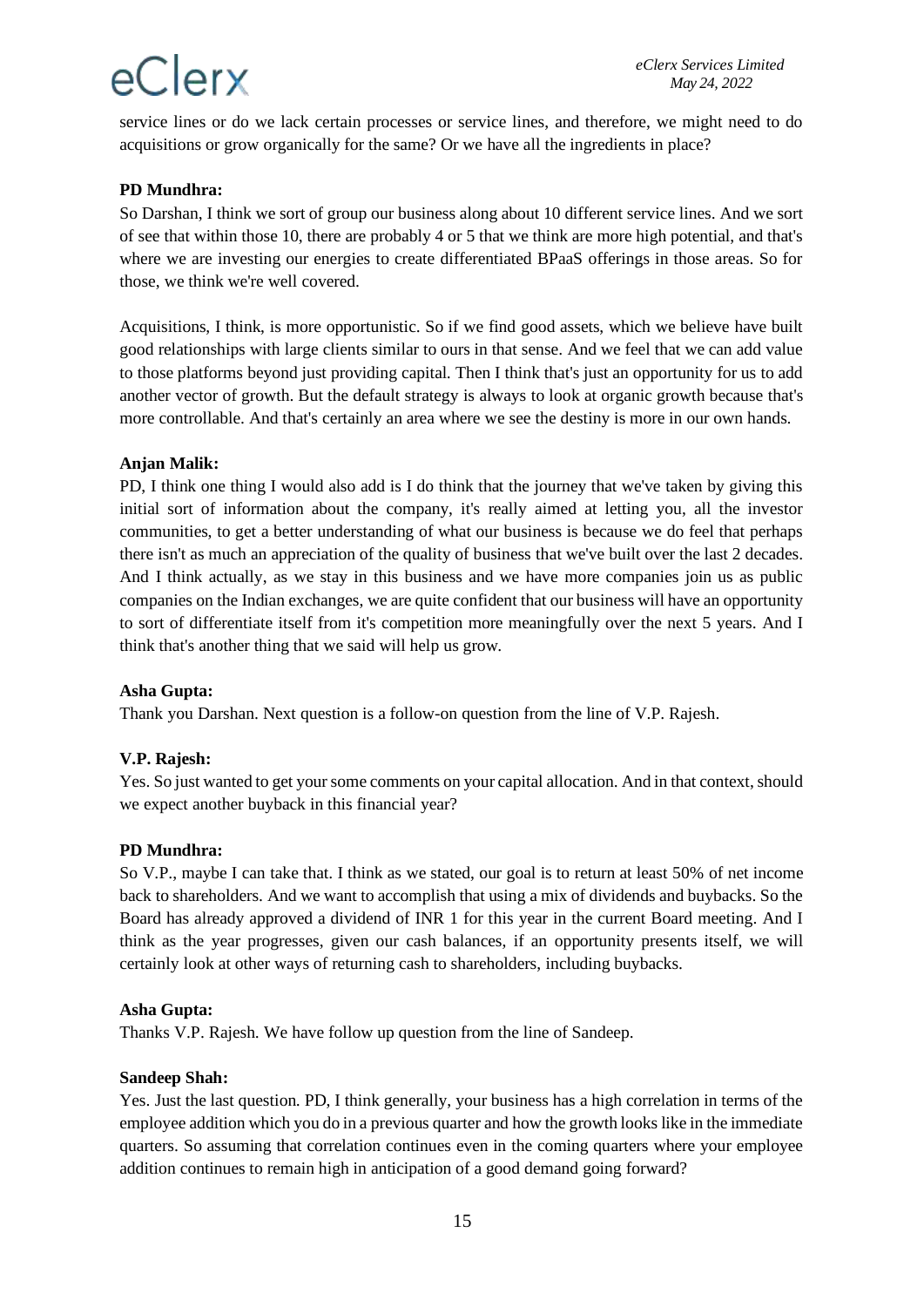service lines or do we lack certain processes or service lines, and therefore, we might need to do acquisitions or grow organically for the same? Or we have all the ingredients in place?

**PD Mundhra:**

So Darshan, I think we sort of group our business along about 10 different service lines. And we sort of see that within those 10, there are probably 4 or 5 that we think are more high potential, and that's where we are investing our energies to create differentiated BPaaS offerings in those areas. So for those, we think we're well covered.

Acquisitions, I think, is more opportunistic. So if we find good assets, which we believe have built good relationships with large clients similar to ours in that sense. And we feel that we can add value to those platforms beyond just providing capital. Then I think that's just an opportunity for us to add another vector of growth. But the default strategy is always to look at organic growth because that's more controllable. And that's certainly an area where we see the destiny is more in our own hands.

**Anjan Malik:**

PD, I think one thing I would also add is I do think that the journey that we've taken by giving this initial sort of information about the company, it's really aimed at letting you, all the investor communities, to get a better understanding of what our business is because we do feel that perhaps there isn't as much an appreciation of the quality of business that we've built over the last 2 decades. And I think actually, as we stay in this business and we have more companies join us as public companies on the Indian exchanges, we are quite confident that our business will have an opportunity to sort of differentiate itself from it's competition more meaningfully over the next 5 years. And I think that's another thing that we said will help us grow.

**Asha Gupta:**

Thank you Darshan. Next question is a follow-on question from the line of V.P. Rajesh.

**V.P. Rajesh:**

Yes. So just wanted to get your some comments on your capital allocation. And in that context, should we expect another buyback in this financial year?

**PD Mundhra:**

So V.P., maybe I can take that. I think as we stated, our goal is to return at least 50% of net income back to shareholders. And we want to accomplish that using a mix of dividends and buybacks. So the Board has already approved a dividend of INR 1 for this year in the current Board meeting. And I think as the year progresses, given our cash balances, if an opportunity presents itself, we will certainly look at other ways of returning cash to shareholders, including buybacks.

**Asha Gupta:**

Thanks V.P. Rajesh. We have follow up question from the line of Sandeep.

**Sandeep Shah:**

Yes. Just the last question. PD, I think generally, your business has a high correlation in terms of the employee addition which you do in a previous quarter and how the growth looks like in the immediate quarters. So assuming that correlation continues even in the coming quarters where your employee addition continues to remain high in anticipation of a good demand going forward?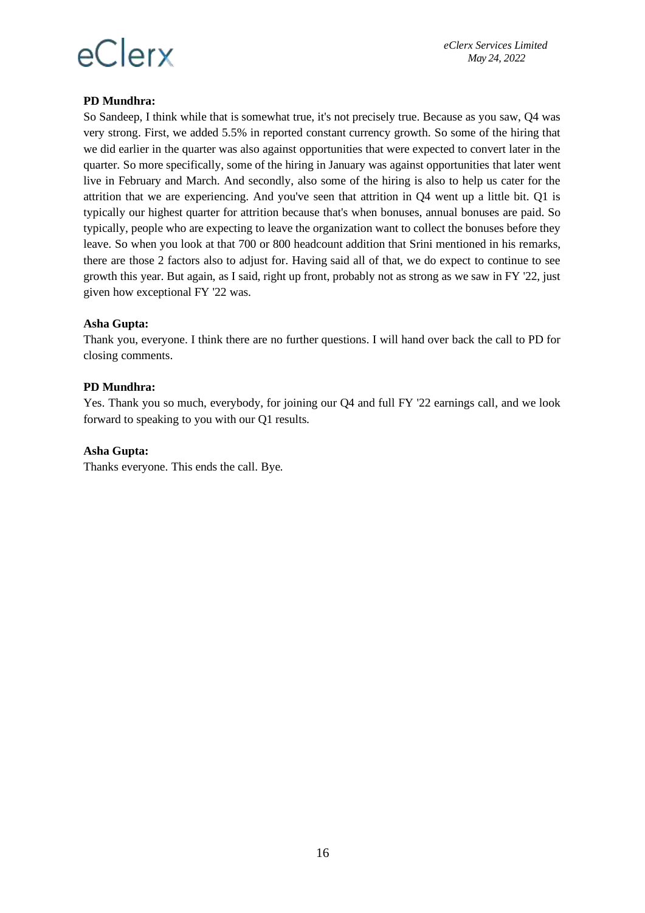**PD Mundhra:**
So Sandeep, I think while that is somewhat true, it's not precisely true. Because as you saw, Q4 was very strong. First, we added 5.5% in reported constant currency growth. So some of the hiring that we did earlier in the quarter was also against opportunities that were expected to convert later in the quarter. So more specifically, some of the hiring in January was against opportunities that later went live in February and March. And secondly, also some of the hiring is also to help us cater for the attrition that we are experiencing. And you've seen that attrition in Q4 went up a little bit. Q1 is typically our highest quarter for attrition because that's when bonuses, annual bonuses are paid. So typically, people who are expecting to leave the organization want to collect the bonuses before they leave. So when you look at that 700 or 800 headcount addition that Srini mentioned in his remarks, there are those 2 factors also to adjust for. Having said all of that, we do expect to continue to see growth this year. But again, as I said, right up front, probably not as strong as we saw in FY '22, just given how exceptional FY '22 was.

**Asha Gupta:**
Thank you, everyone. I think there are no further questions. I will hand over back the call to PD for closing comments.

**PD Mundhra:**
Yes. Thank you so much, everybody, for joining our Q4 and full FY '22 earnings call, and we look forward to speaking to you with our Q1 results.

**Asha Gupta:**
Thanks everyone. This ends the call. Bye.